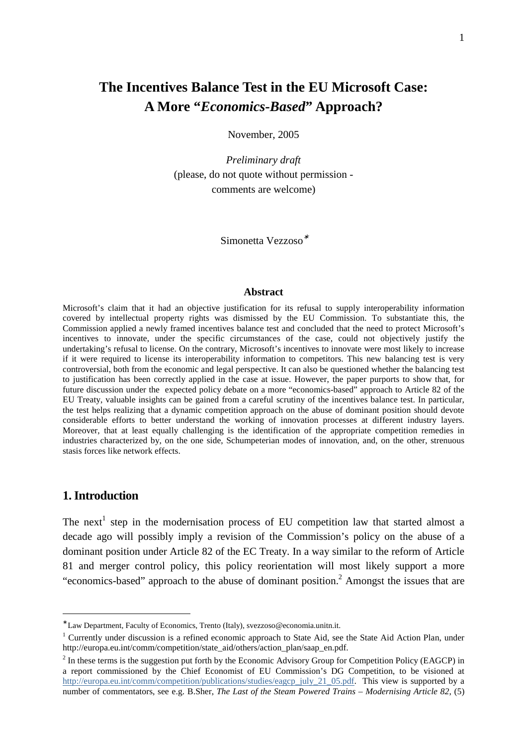# The Incentives Balance Test in the EU Microsoft Case: A More "*Economics-Based*" Approach?

November, 2005

*Preliminary draft*
(please, do not quote without permission - comments are welcome)

Simonetta Vezzoso[*]

## Abstract

Microsoft's claim that it had an objective justification for its refusal to supply interoperability information covered by intellectual property rights was dismissed by the EU Commission. To substantiate this, the Commission applied a newly framed incentives balance test and concluded that the need to protect Microsoft's incentives to innovate, under the specific circumstances of the case, could not objectively justify the undertaking's refusal to license. On the contrary, Microsoft's incentives to innovate were most likely to increase if it were required to license its interoperability information to competitors. This new balancing test is very controversial, both from the economic and legal perspective. It can also be questioned whether the balancing test to justification has been correctly applied in the case at issue. However, the paper purports to show that, for future discussion under the expected policy debate on a more "economics-based" approach to Article 82 of the EU Treaty, valuable insights can be gained from a careful scrutiny of the incentives balance test. In particular, the test helps realizing that a dynamic competition approach on the abuse of dominant position should devote considerable efforts to better understand the working of innovation processes at different industry layers. Moreover, that at least equally challenging is the identification of the appropriate competition remedies in industries characterized by, on the one side, Schumpeterian modes of innovation, and, on the other, strenuous stasis forces like network effects.

## 1. Introduction

The next[1] step in the modernisation process of EU competition law that started almost a decade ago will possibly imply a revision of the Commission's policy on the abuse of a dominant position under Article 82 of the EC Treaty. In a way similar to the reform of Article 81 and merger control policy, this policy reorientation will most likely support a more "economics-based" approach to the abuse of dominant position.[2] Amongst the issues that are

---

[*] Law Department, Faculty of Economics, Trento (Italy), svezzoso@economia.unitn.it.

[1] Currently under discussion is a refined economic approach to State Aid, see the State Aid Action Plan, under http://europa.eu.int/comm/competition/state_aid/others/action_plan/saap_en.pdf.

[2] In these terms is the suggestion put forth by the Economic Advisory Group for Competition Policy (EAGCP) in a report commissioned by the Chief Economist of EU Commission's DG Competition, to be visioned at http://europa.eu.int/comm/competition/publications/studies/eagcp_july_21_05.pdf. This view is supported by a number of commentators, see e.g. B.Sher, *The Last of the Steam Powered Trains – Modernising Article 82*, (5)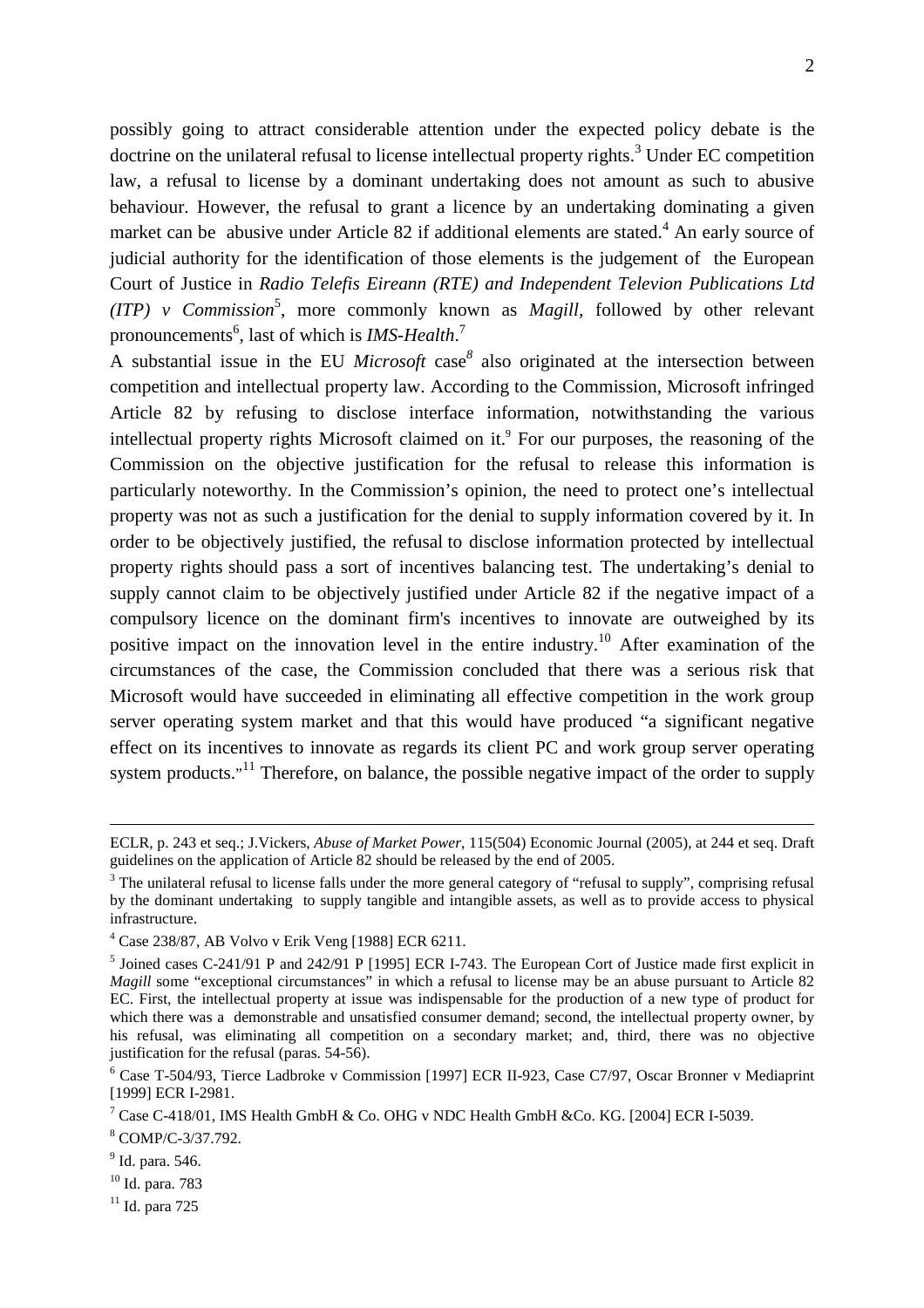possibly going to attract considerable attention under the expected policy debate is the doctrine on the unilateral refusal to license intellectual property rights.[3] Under EC competition law, a refusal to license by a dominant undertaking does not amount as such to abusive behaviour. However, the refusal to grant a licence by an undertaking dominating a given market can be abusive under Article 82 if additional elements are stated.[4] An early source of judicial authority for the identification of those elements is the judgement of the European Court of Justice in *Radio Telefis Eireann (RTE) and Independent Televion Publications Ltd (ITP) v Commission*[5], more commonly known as *Magill*, followed by other relevant pronouncements[6], last of which is *IMS-Health*.[7]

A substantial issue in the EU *Microsoft* case[8] also originated at the intersection between competition and intellectual property law. According to the Commission, Microsoft infringed Article 82 by refusing to disclose interface information, notwithstanding the various intellectual property rights Microsoft claimed on it.[9] For our purposes, the reasoning of the Commission on the objective justification for the refusal to release this information is particularly noteworthy. In the Commission's opinion, the need to protect one's intellectual property was not as such a justification for the denial to supply information covered by it. In order to be objectively justified, the refusal to disclose information protected by intellectual property rights should pass a sort of incentives balancing test. The undertaking's denial to supply cannot claim to be objectively justified under Article 82 if the negative impact of a compulsory licence on the dominant firm's incentives to innovate are outweighed by its positive impact on the innovation level in the entire industry.[10] After examination of the circumstances of the case, the Commission concluded that there was a serious risk that Microsoft would have succeeded in eliminating all effective competition in the work group server operating system market and that this would have produced "a significant negative effect on its incentives to innovate as regards its client PC and work group server operating system products."[11] Therefore, on balance, the possible negative impact of the order to supply

---

ECLR, p. 243 et seq.; J.Vickers, *Abuse of Market Power*, 115(504) Economic Journal (2005), at 244 et seq. Draft guidelines on the application of Article 82 should be released by the end of 2005.

[3] The unilateral refusal to license falls under the more general category of "refusal to supply", comprising refusal by the dominant undertaking to supply tangible and intangible assets, as well as to provide access to physical infrastructure.

[4] Case 238/87, AB Volvo v Erik Veng [1988] ECR 6211.

[5] Joined cases C-241/91 P and 242/91 P [1995] ECR I-743. The European Cort of Justice made first explicit in *Magill* some "exceptional circumstances" in which a refusal to license may be an abuse pursuant to Article 82 EC. First, the intellectual property at issue was indispensable for the production of a new type of product for which there was a demonstrable and unsatisfied consumer demand; second, the intellectual property owner, by his refusal, was eliminating all competition on a secondary market; and, third, there was no objective justification for the refusal (paras. 54-56).

[6] Case T-504/93, Tierce Ladbroke v Commission [1997] ECR II-923, Case C7/97, Oscar Bronner v Mediaprint [1999] ECR I-2981.

[7] Case C-418/01, IMS Health GmbH & Co. OHG v NDC Health GmbH &Co. KG. [2004] ECR I-5039.

[8] COMP/C-3/37.792.

[9] Id. para. 546.

[10] Id. para. 783

[11] Id. para 725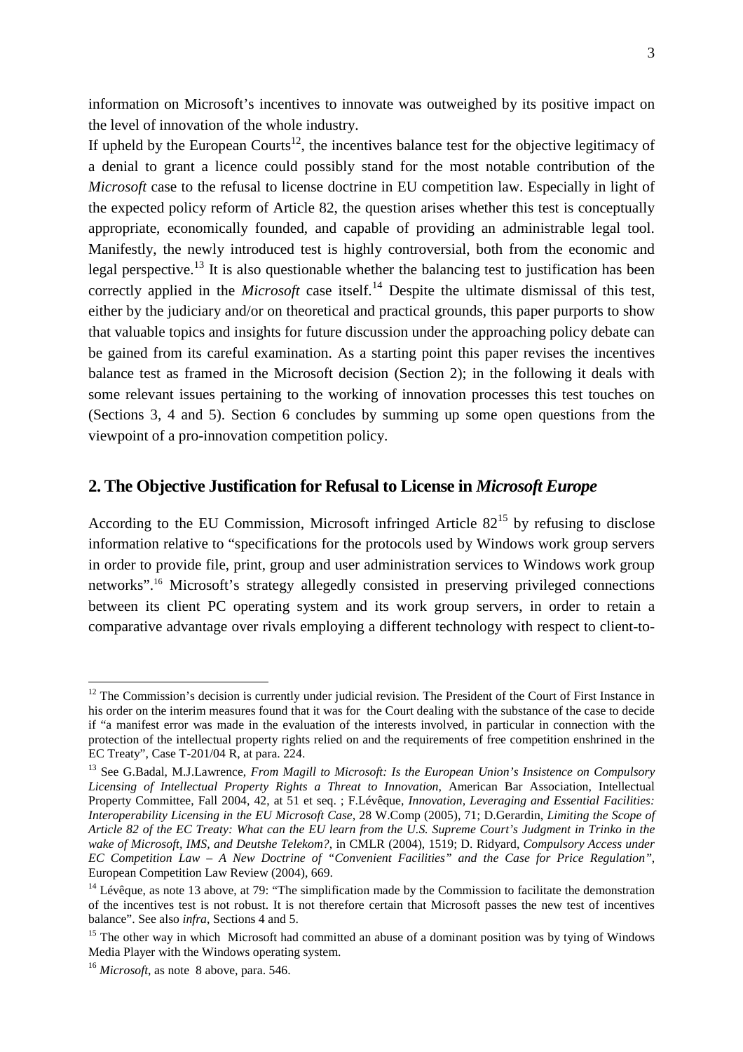information on Microsoft's incentives to innovate was outweighed by its positive impact on the level of innovation of the whole industry.

If upheld by the European Courts[12], the incentives balance test for the objective legitimacy of a denial to grant a licence could possibly stand for the most notable contribution of the *Microsoft* case to the refusal to license doctrine in EU competition law. Especially in light of the expected policy reform of Article 82, the question arises whether this test is conceptually appropriate, economically founded, and capable of providing an administrable legal tool. Manifestly, the newly introduced test is highly controversial, both from the economic and legal perspective.[13] It is also questionable whether the balancing test to justification has been correctly applied in the *Microsoft* case itself.[14] Despite the ultimate dismissal of this test, either by the judiciary and/or on theoretical and practical grounds, this paper purports to show that valuable topics and insights for future discussion under the approaching policy debate can be gained from its careful examination. As a starting point this paper revises the incentives balance test as framed in the Microsoft decision (Section 2); in the following it deals with some relevant issues pertaining to the working of innovation processes this test touches on (Sections 3, 4 and 5). Section 6 concludes by summing up some open questions from the viewpoint of a pro-innovation competition policy.

## 2. The Objective Justification for Refusal to License in *Microsoft Europe*

According to the EU Commission, Microsoft infringed Article 82[15] by refusing to disclose information relative to "specifications for the protocols used by Windows work group servers in order to provide file, print, group and user administration services to Windows work group networks".[16] Microsoft's strategy allegedly consisted in preserving privileged connections between its client PC operating system and its work group servers, in order to retain a comparative advantage over rivals employing a different technology with respect to client-to-

---

[12] The Commission's decision is currently under judicial revision. The President of the Court of First Instance in his order on the interim measures found that it was for the Court dealing with the substance of the case to decide if "a manifest error was made in the evaluation of the interests involved, in particular in connection with the protection of the intellectual property rights relied on and the requirements of free competition enshrined in the EC Treaty", Case T-201/04 R, at para. 224.

[13] See G.Badal, M.J.Lawrence, *From Magill to Microsoft: Is the European Union's Insistence on Compulsory Licensing of Intellectual Property Rights a Threat to Innovation*, American Bar Association, Intellectual Property Committee, Fall 2004, 42, at 51 et seq. ; F.Lévêque, *Innovation, Leveraging and Essential Facilities: Interoperability Licensing in the EU Microsoft Case*, 28 W.Comp (2005), 71; D.Gerardin, *Limiting the Scope of Article 82 of the EC Treaty: What can the EU learn from the U.S. Supreme Court's Judgment in Trinko in the wake of Microsoft, IMS, and Deutshe Telekom?*, in CMLR (2004), 1519; D. Ridyard, *Compulsory Access under EC Competition Law – A New Doctrine of "Convenient Facilities" and the Case for Price Regulation"*, European Competition Law Review (2004), 669.

[14] Lévêque, as note 13 above, at 79: "The simplification made by the Commission to facilitate the demonstration of the incentives test is not robust. It is not therefore certain that Microsoft passes the new test of incentives balance". See also *infra*, Sections 4 and 5.

[15] The other way in which Microsoft had committed an abuse of a dominant position was by tying of Windows Media Player with the Windows operating system.

[16] *Microsoft*, as note 8 above, para. 546.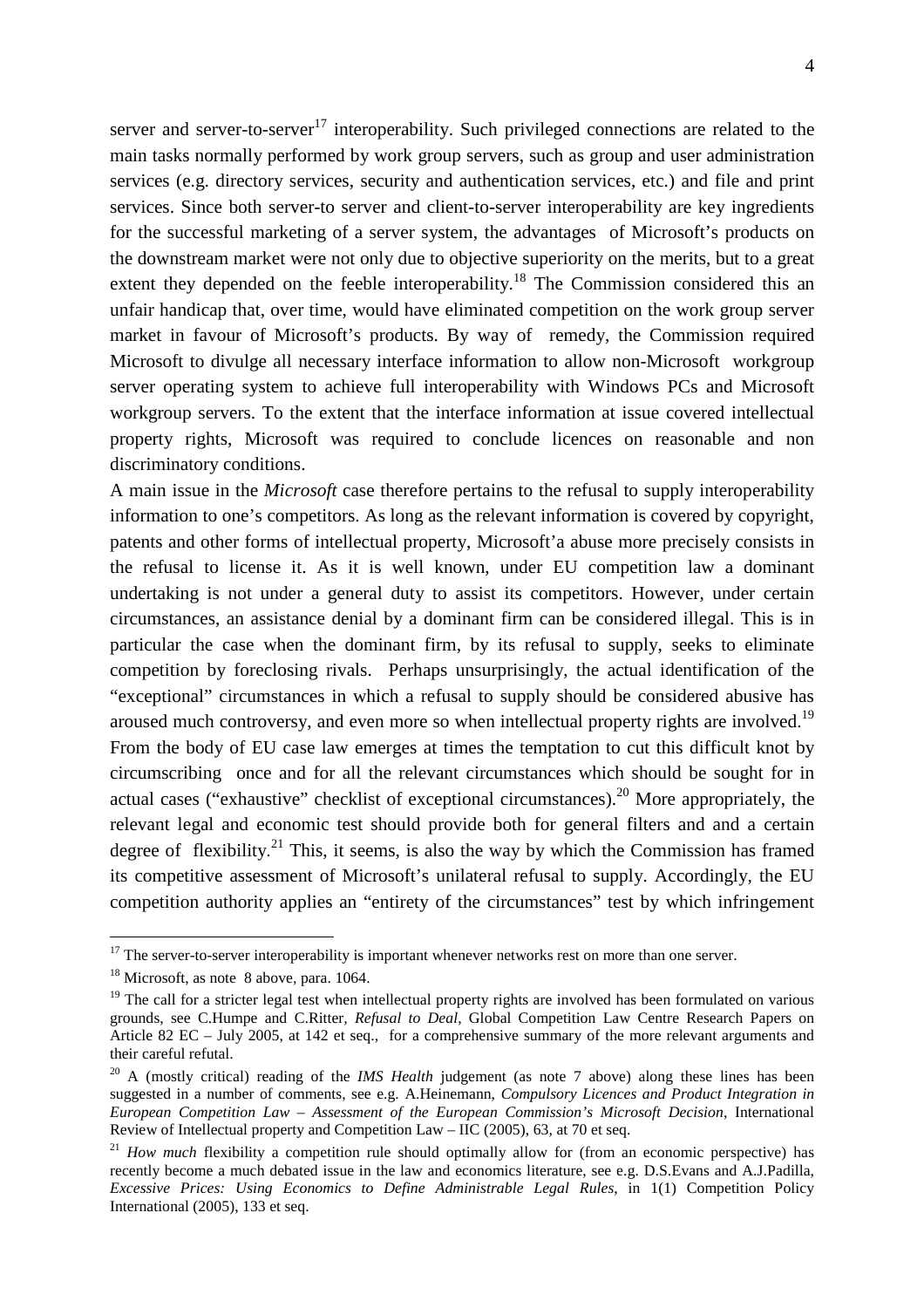server and server-to-server[17] interoperability. Such privileged connections are related to the main tasks normally performed by work group servers, such as group and user administration services (e.g. directory services, security and authentication services, etc.) and file and print services. Since both server-to server and client-to-server interoperability are key ingredients for the successful marketing of a server system, the advantages of Microsoft's products on the downstream market were not only due to objective superiority on the merits, but to a great extent they depended on the feeble interoperability.[18] The Commission considered this an unfair handicap that, over time, would have eliminated competition on the work group server market in favour of Microsoft's products. By way of remedy, the Commission required Microsoft to divulge all necessary interface information to allow non-Microsoft workgroup server operating system to achieve full interoperability with Windows PCs and Microsoft workgroup servers. To the extent that the interface information at issue covered intellectual property rights, Microsoft was required to conclude licences on reasonable and non discriminatory conditions.

A main issue in the *Microsoft* case therefore pertains to the refusal to supply interoperability information to one's competitors. As long as the relevant information is covered by copyright, patents and other forms of intellectual property, Microsoft'a abuse more precisely consists in the refusal to license it. As it is well known, under EU competition law a dominant undertaking is not under a general duty to assist its competitors. However, under certain circumstances, an assistance denial by a dominant firm can be considered illegal. This is in particular the case when the dominant firm, by its refusal to supply, seeks to eliminate competition by foreclosing rivals. Perhaps unsurprisingly, the actual identification of the "exceptional" circumstances in which a refusal to supply should be considered abusive has aroused much controversy, and even more so when intellectual property rights are involved.[19] From the body of EU case law emerges at times the temptation to cut this difficult knot by circumscribing once and for all the relevant circumstances which should be sought for in actual cases ("exhaustive" checklist of exceptional circumstances).[20] More appropriately, the relevant legal and economic test should provide both for general filters and and a certain degree of flexibility.[21] This, it seems, is also the way by which the Commission has framed its competitive assessment of Microsoft's unilateral refusal to supply. Accordingly, the EU competition authority applies an "entirety of the circumstances" test by which infringement

---

[17] The server-to-server interoperability is important whenever networks rest on more than one server.

[18] Microsoft, as note 8 above, para. 1064.

[19] The call for a stricter legal test when intellectual property rights are involved has been formulated on various grounds, see C.Humpe and C.Ritter, *Refusal to Deal*, Global Competition Law Centre Research Papers on Article 82 EC – July 2005, at 142 et seq., for a comprehensive summary of the more relevant arguments and their careful refutal.

[20] A (mostly critical) reading of the *IMS Health* judgement (as note 7 above) along these lines has been suggested in a number of comments, see e.g. A.Heinemann, *Compulsory Licences and Product Integration in European Competition Law – Assessment of the European Commission's Microsoft Decision*, International Review of Intellectual property and Competition Law – IIC (2005), 63, at 70 et seq.

[21] *How much* flexibility a competition rule should optimally allow for (from an economic perspective) has recently become a much debated issue in the law and economics literature, see e.g. D.S.Evans and A.J.Padilla, *Excessive Prices: Using Economics to Define Administrable Legal Rules*, in 1(1) Competition Policy International (2005), 133 et seq.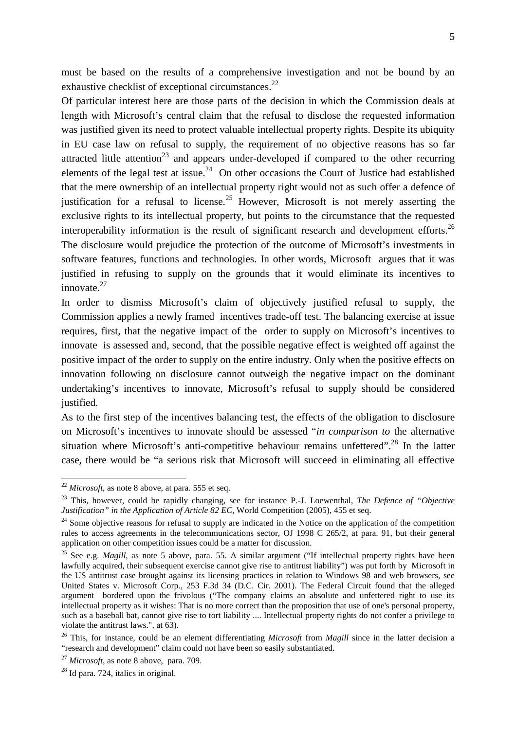must be based on the results of a comprehensive investigation and not be bound by an exhaustive checklist of exceptional circumstances.[22]

Of particular interest here are those parts of the decision in which the Commission deals at length with Microsoft's central claim that the refusal to disclose the requested information was justified given its need to protect valuable intellectual property rights. Despite its ubiquity in EU case law on refusal to supply, the requirement of no objective reasons has so far attracted little attention[23] and appears under-developed if compared to the other recurring elements of the legal test at issue.[24] On other occasions the Court of Justice had established that the mere ownership of an intellectual property right would not as such offer a defence of justification for a refusal to license.[25] However, Microsoft is not merely asserting the exclusive rights to its intellectual property, but points to the circumstance that the requested interoperability information is the result of significant research and development efforts.[26] The disclosure would prejudice the protection of the outcome of Microsoft's investments in software features, functions and technologies. In other words, Microsoft argues that it was justified in refusing to supply on the grounds that it would eliminate its incentives to innovate.[27]

In order to dismiss Microsoft's claim of objectively justified refusal to supply, the Commission applies a newly framed incentives trade-off test. The balancing exercise at issue requires, first, that the negative impact of the order to supply on Microsoft's incentives to innovate is assessed and, second, that the possible negative effect is weighted off against the positive impact of the order to supply on the entire industry. Only when the positive effects on innovation following on disclosure cannot outweigh the negative impact on the dominant undertaking's incentives to innovate, Microsoft's refusal to supply should be considered justified.

As to the first step of the incentives balancing test, the effects of the obligation to disclosure on Microsoft's incentives to innovate should be assessed "*in comparison to* the alternative situation where Microsoft's anti-competitive behaviour remains unfettered".[28] In the latter case, there would be "a serious risk that Microsoft will succeed in eliminating all effective

---

[22] *Microsoft*, as note 8 above, at para. 555 et seq.

[23] This, however, could be rapidly changing, see for instance P.-J. Loewenthal, *The Defence of "Objective Justification" in the Application of Article 82 EC*, World Competition (2005), 455 et seq.

[24] Some objective reasons for refusal to supply are indicated in the Notice on the application of the competition rules to access agreements in the telecommunications sector, OJ 1998 C 265/2, at para. 91, but their general application on other competition issues could be a matter for discussion.

[25] See e.g. *Magill*, as note 5 above, para. 55. A similar argument ("If intellectual property rights have been lawfully acquired, their subsequent exercise cannot give rise to antitrust liability") was put forth by Microsoft in the US antitrust case brought against its licensing practices in relation to Windows 98 and web browsers, see United States v. Microsoft Corp., 253 F.3d 34 (D.C. Cir. 2001). The Federal Circuit found that the alleged argument bordered upon the frivolous ("The company claims an absolute and unfettered right to use its intellectual property as it wishes: That is no more correct than the proposition that use of one's personal property, such as a baseball bat, cannot give rise to tort liability .... Intellectual property rights do not confer a privilege to violate the antitrust laws.", at 63).

[26] This, for instance, could be an element differentiating *Microsoft* from *Magill* since in the latter decision a "research and development" claim could not have been so easily substantiated.

[27] *Microsoft*, as note 8 above, para. 709.

[28] Id para. 724, italics in original.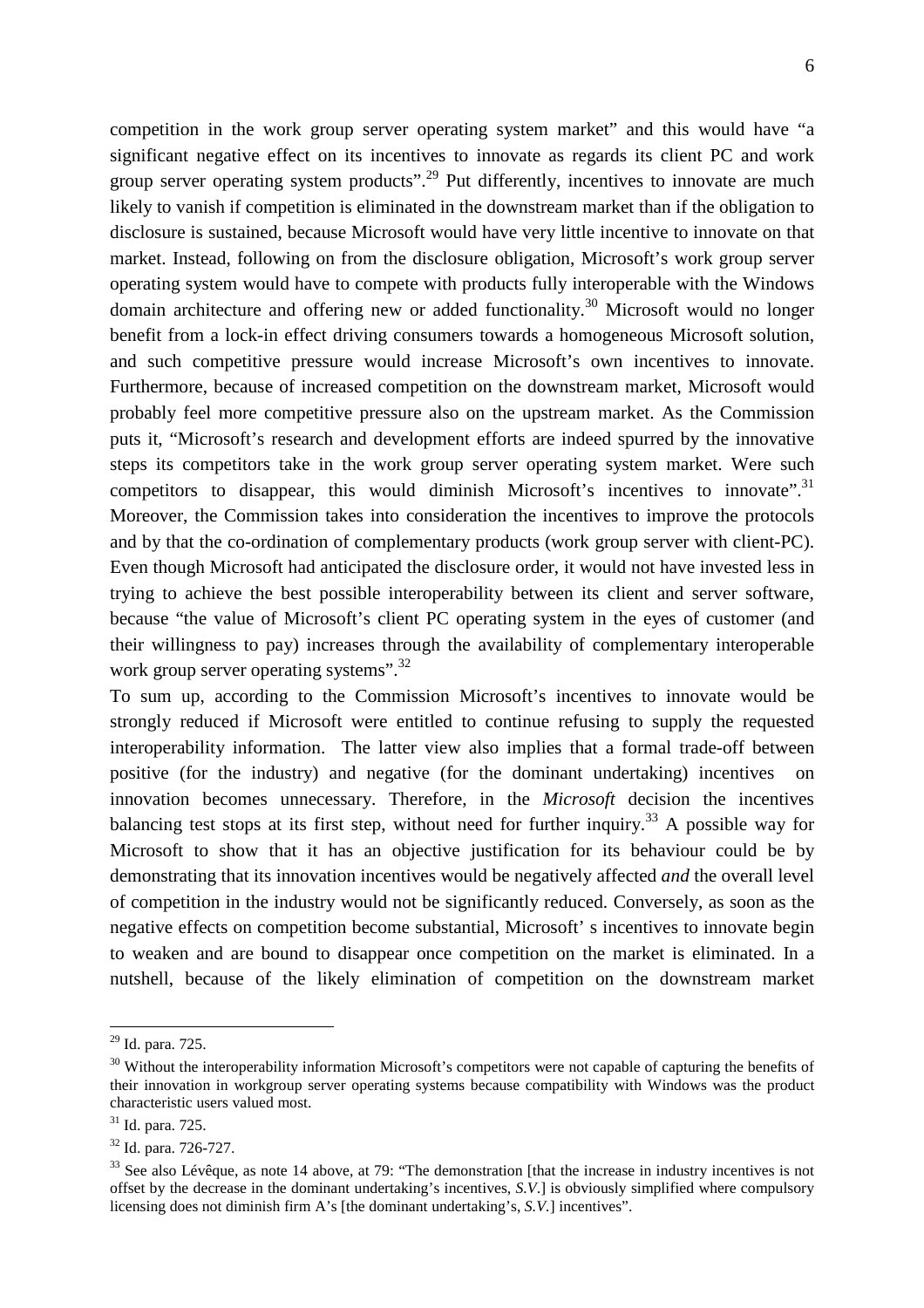competition in the work group server operating system market" and this would have "a significant negative effect on its incentives to innovate as regards its client PC and work group server operating system products".[29] Put differently, incentives to innovate are much likely to vanish if competition is eliminated in the downstream market than if the obligation to disclosure is sustained, because Microsoft would have very little incentive to innovate on that market. Instead, following on from the disclosure obligation, Microsoft's work group server operating system would have to compete with products fully interoperable with the Windows domain architecture and offering new or added functionality.[30] Microsoft would no longer benefit from a lock-in effect driving consumers towards a homogeneous Microsoft solution, and such competitive pressure would increase Microsoft's own incentives to innovate. Furthermore, because of increased competition on the downstream market, Microsoft would probably feel more competitive pressure also on the upstream market. As the Commission puts it, "Microsoft's research and development efforts are indeed spurred by the innovative steps its competitors take in the work group server operating system market. Were such competitors to disappear, this would diminish Microsoft's incentives to innovate".[31] Moreover, the Commission takes into consideration the incentives to improve the protocols and by that the co-ordination of complementary products (work group server with client-PC). Even though Microsoft had anticipated the disclosure order, it would not have invested less in trying to achieve the best possible interoperability between its client and server software, because "the value of Microsoft's client PC operating system in the eyes of customer (and their willingness to pay) increases through the availability of complementary interoperable work group server operating systems".[32]

To sum up, according to the Commission Microsoft's incentives to innovate would be strongly reduced if Microsoft were entitled to continue refusing to supply the requested interoperability information. The latter view also implies that a formal trade-off between positive (for the industry) and negative (for the dominant undertaking) incentives on innovation becomes unnecessary. Therefore, in the *Microsoft* decision the incentives balancing test stops at its first step, without need for further inquiry.[33] A possible way for Microsoft to show that it has an objective justification for its behaviour could be by demonstrating that its innovation incentives would be negatively affected *and* the overall level of competition in the industry would not be significantly reduced. Conversely, as soon as the negative effects on competition become substantial, Microsoft' s incentives to innovate begin to weaken and are bound to disappear once competition on the market is eliminated. In a nutshell, because of the likely elimination of competition on the downstream market

---

[29] Id. para. 725.

[30] Without the interoperability information Microsoft's competitors were not capable of capturing the benefits of their innovation in workgroup server operating systems because compatibility with Windows was the product characteristic users valued most.

[31] Id. para. 725.

[32] Id. para. 726-727.

[33] See also Lévêque, as note 14 above, at 79: "The demonstration [that the increase in industry incentives is not offset by the decrease in the dominant undertaking's incentives, *S.V.*] is obviously simplified where compulsory licensing does not diminish firm A's [the dominant undertaking's, *S.V.*] incentives".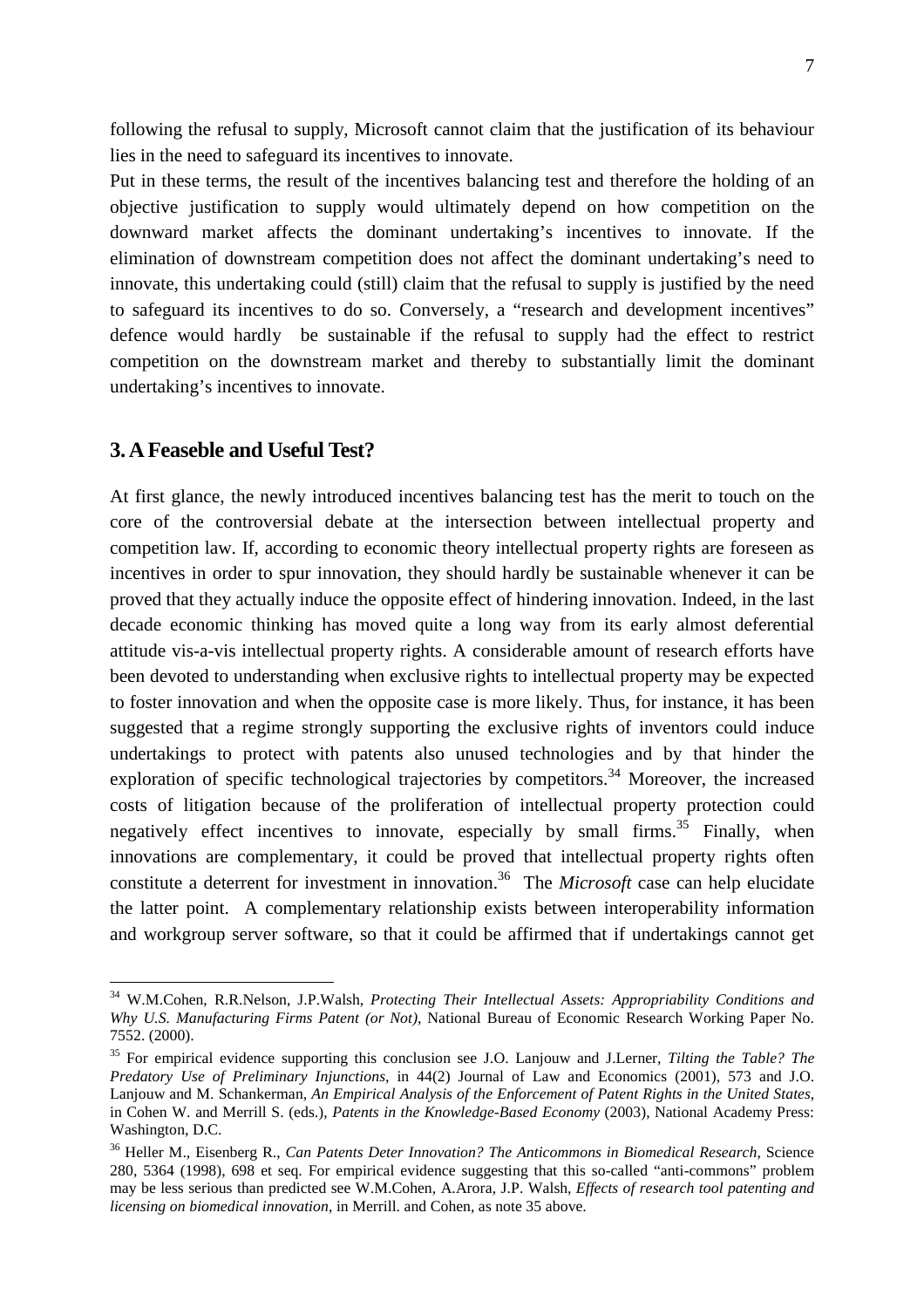following the refusal to supply, Microsoft cannot claim that the justification of its behaviour lies in the need to safeguard its incentives to innovate.

Put in these terms, the result of the incentives balancing test and therefore the holding of an objective justification to supply would ultimately depend on how competition on the downward market affects the dominant undertaking's incentives to innovate. If the elimination of downstream competition does not affect the dominant undertaking's need to innovate, this undertaking could (still) claim that the refusal to supply is justified by the need to safeguard its incentives to do so. Conversely, a "research and development incentives" defence would hardly be sustainable if the refusal to supply had the effect to restrict competition on the downstream market and thereby to substantially limit the dominant undertaking's incentives to innovate.

## 3. A Feaseble and Useful Test?

At first glance, the newly introduced incentives balancing test has the merit to touch on the core of the controversial debate at the intersection between intellectual property and competition law. If, according to economic theory intellectual property rights are foreseen as incentives in order to spur innovation, they should hardly be sustainable whenever it can be proved that they actually induce the opposite effect of hindering innovation. Indeed, in the last decade economic thinking has moved quite a long way from its early almost deferential attitude vis-a-vis intellectual property rights. A considerable amount of research efforts have been devoted to understanding when exclusive rights to intellectual property may be expected to foster innovation and when the opposite case is more likely. Thus, for instance, it has been suggested that a regime strongly supporting the exclusive rights of inventors could induce undertakings to protect with patents also unused technologies and by that hinder the exploration of specific technological trajectories by competitors.[34] Moreover, the increased costs of litigation because of the proliferation of intellectual property protection could negatively effect incentives to innovate, especially by small firms.[35] Finally, when innovations are complementary, it could be proved that intellectual property rights often constitute a deterrent for investment in innovation.[36] The *Microsoft* case can help elucidate the latter point. A complementary relationship exists between interoperability information and workgroup server software, so that it could be affirmed that if undertakings cannot get

---

[34] W.M.Cohen, R.R.Nelson, J.P.Walsh, *Protecting Their Intellectual Assets: Appropriability Conditions and Why U.S. Manufacturing Firms Patent (or Not)*, National Bureau of Economic Research Working Paper No. 7552. (2000).

[35] For empirical evidence supporting this conclusion see J.O. Lanjouw and J.Lerner, *Tilting the Table? The Predatory Use of Preliminary Injunctions*, in 44(2) Journal of Law and Economics (2001), 573 and J.O. Lanjouw and M. Schankerman, *An Empirical Analysis of the Enforcement of Patent Rights in the United States*, in Cohen W. and Merrill S. (eds.), *Patents in the Knowledge-Based Economy* (2003), National Academy Press: Washington, D.C.

[36] Heller M., Eisenberg R., *Can Patents Deter Innovation? The Anticommons in Biomedical Research*, Science 280, 5364 (1998), 698 et seq. For empirical evidence suggesting that this so-called "anti-commons" problem may be less serious than predicted see W.M.Cohen, A.Arora, J.P. Walsh, *Effects of research tool patenting and licensing on biomedical innovation*, in Merrill. and Cohen, as note 35 above.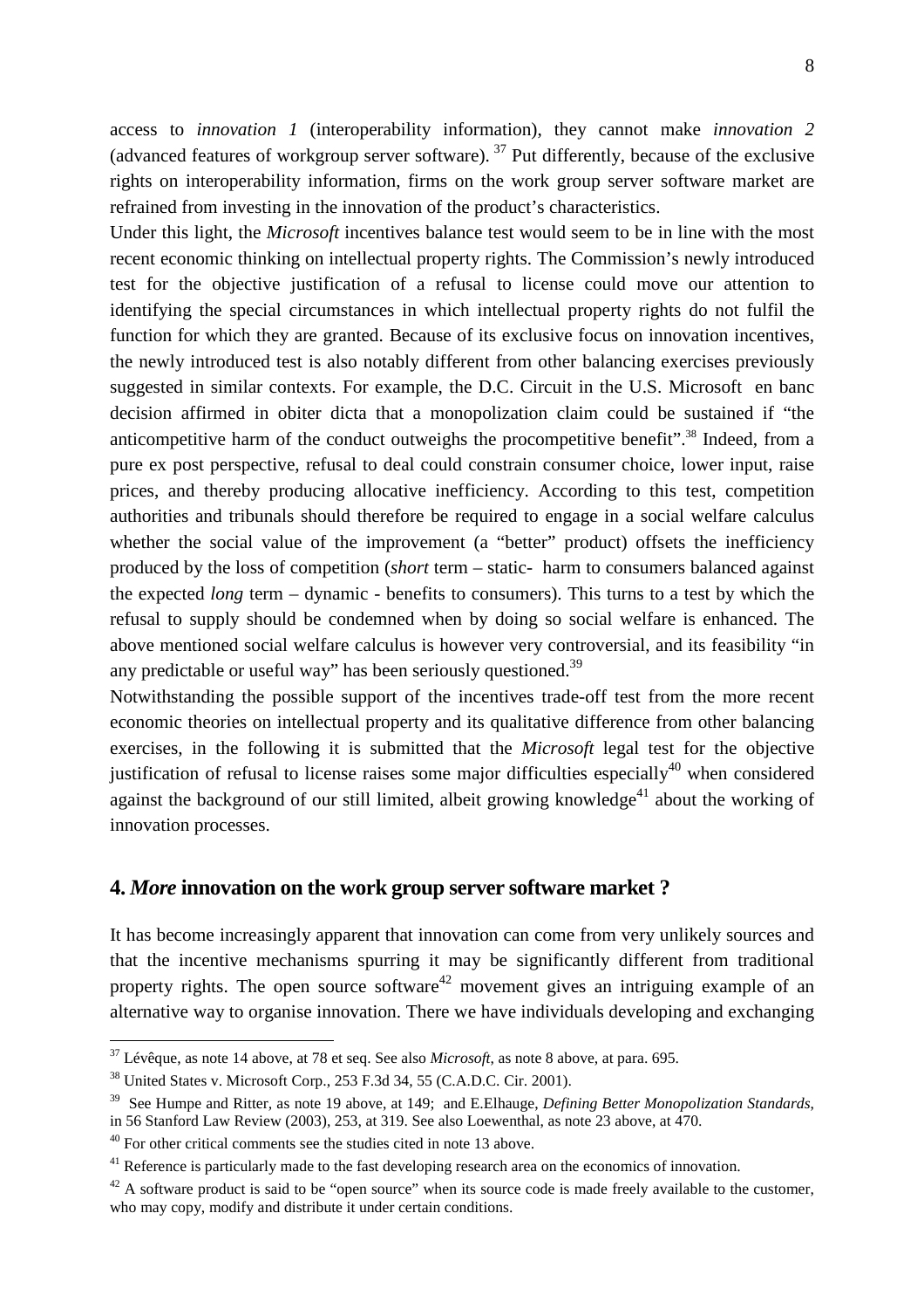access to *innovation 1* (interoperability information), they cannot make *innovation 2* (advanced features of workgroup server software). [37] Put differently, because of the exclusive rights on interoperability information, firms on the work group server software market are refrained from investing in the innovation of the product's characteristics.

Under this light, the *Microsoft* incentives balance test would seem to be in line with the most recent economic thinking on intellectual property rights. The Commission's newly introduced test for the objective justification of a refusal to license could move our attention to identifying the special circumstances in which intellectual property rights do not fulfil the function for which they are granted. Because of its exclusive focus on innovation incentives, the newly introduced test is also notably different from other balancing exercises previously suggested in similar contexts. For example, the D.C. Circuit in the U.S. Microsoft en banc decision affirmed in obiter dicta that a monopolization claim could be sustained if "the anticompetitive harm of the conduct outweighs the procompetitive benefit".[38] Indeed, from a pure ex post perspective, refusal to deal could constrain consumer choice, lower input, raise prices, and thereby producing allocative inefficiency. According to this test, competition authorities and tribunals should therefore be required to engage in a social welfare calculus whether the social value of the improvement (a "better" product) offsets the inefficiency produced by the loss of competition (*short* term – static- harm to consumers balanced against the expected *long* term – dynamic - benefits to consumers). This turns to a test by which the refusal to supply should be condemned when by doing so social welfare is enhanced. The above mentioned social welfare calculus is however very controversial, and its feasibility "in any predictable or useful way" has been seriously questioned.[39]

Notwithstanding the possible support of the incentives trade-off test from the more recent economic theories on intellectual property and its qualitative difference from other balancing exercises, in the following it is submitted that the *Microsoft* legal test for the objective justification of refusal to license raises some major difficulties especially[40] when considered against the background of our still limited, albeit growing knowledge[41] about the working of innovation processes.

## 4. *More* innovation on the work group server software market ?

It has become increasingly apparent that innovation can come from very unlikely sources and that the incentive mechanisms spurring it may be significantly different from traditional property rights. The open source software[42] movement gives an intriguing example of an alternative way to organise innovation. There we have individuals developing and exchanging

---

[37] Lévêque, as note 14 above, at 78 et seq. See also *Microsoft*, as note 8 above, at para. 695.

[38] United States v. Microsoft Corp., 253 F.3d 34, 55 (C.A.D.C. Cir. 2001).

[39] See Humpe and Ritter, as note 19 above, at 149; and E.Elhauge, *Defining Better Monopolization Standards*, in 56 Stanford Law Review (2003), 253, at 319. See also Loewenthal, as note 23 above, at 470.

[40] For other critical comments see the studies cited in note 13 above.

[41] Reference is particularly made to the fast developing research area on the economics of innovation.

[42] A software product is said to be "open source" when its source code is made freely available to the customer, who may copy, modify and distribute it under certain conditions.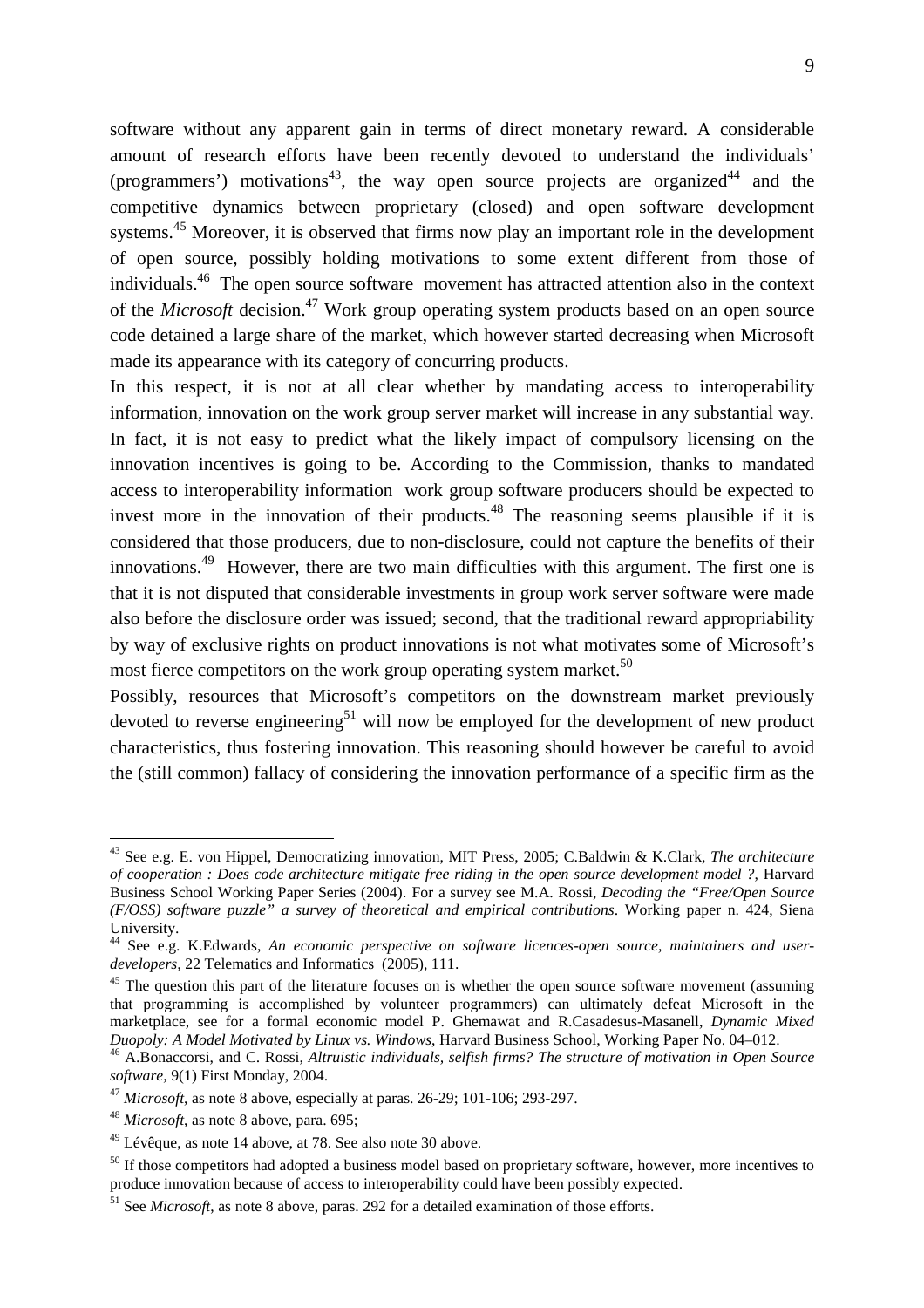software without any apparent gain in terms of direct monetary reward. A considerable amount of research efforts have been recently devoted to understand the individuals' (programmers') motivations[43], the way open source projects are organized[44] and the competitive dynamics between proprietary (closed) and open software development systems.[45] Moreover, it is observed that firms now play an important role in the development of open source, possibly holding motivations to some extent different from those of individuals.[46] The open source software movement has attracted attention also in the context of the *Microsoft* decision.[47] Work group operating system products based on an open source code detained a large share of the market, which however started decreasing when Microsoft made its appearance with its category of concurring products.

In this respect, it is not at all clear whether by mandating access to interoperability information, innovation on the work group server market will increase in any substantial way. In fact, it is not easy to predict what the likely impact of compulsory licensing on the innovation incentives is going to be. According to the Commission, thanks to mandated access to interoperability information work group software producers should be expected to invest more in the innovation of their products.[48] The reasoning seems plausible if it is considered that those producers, due to non-disclosure, could not capture the benefits of their innovations.[49] However, there are two main difficulties with this argument. The first one is that it is not disputed that considerable investments in group work server software were made also before the disclosure order was issued; second, that the traditional reward appropriability by way of exclusive rights on product innovations is not what motivates some of Microsoft's most fierce competitors on the work group operating system market.[50]

Possibly, resources that Microsoft's competitors on the downstream market previously devoted to reverse engineering[51] will now be employed for the development of new product characteristics, thus fostering innovation. This reasoning should however be careful to avoid the (still common) fallacy of considering the innovation performance of a specific firm as the

---

[43] See e.g. E. von Hippel, Democratizing innovation, MIT Press, 2005; C.Baldwin & K.Clark, *The architecture of cooperation : Does code architecture mitigate free riding in the open source development model ?*, Harvard Business School Working Paper Series (2004). For a survey see M.A. Rossi, *Decoding the "Free/Open Source (F/OSS) software puzzle" a survey of theoretical and empirical contributions*. Working paper n. 424, Siena University.

[44] See e.g. K.Edwards, *An economic perspective on software licences-open source, maintainers and user-developers*, 22 Telematics and Informatics (2005), 111.

[45] The question this part of the literature focuses on is whether the open source software movement (assuming that programming is accomplished by volunteer programmers) can ultimately defeat Microsoft in the marketplace, see for a formal economic model P. Ghemawat and R.Casadesus-Masanell, *Dynamic Mixed Duopoly: A Model Motivated by Linux vs. Windows*, Harvard Business School, Working Paper No. 04–012.

[46] A.Bonaccorsi, and C. Rossi, *Altruistic individuals, selfish firms? The structure of motivation in Open Source software*, 9(1) First Monday, 2004.

[47] *Microsoft*, as note 8 above, especially at paras. 26-29; 101-106; 293-297.

[48] *Microsoft*, as note 8 above, para. 695;

[49] Lévêque, as note 14 above, at 78. See also note 30 above.

[50] If those competitors had adopted a business model based on proprietary software, however, more incentives to produce innovation because of access to interoperability could have been possibly expected.

[51] See *Microsoft*, as note 8 above, paras. 292 for a detailed examination of those efforts.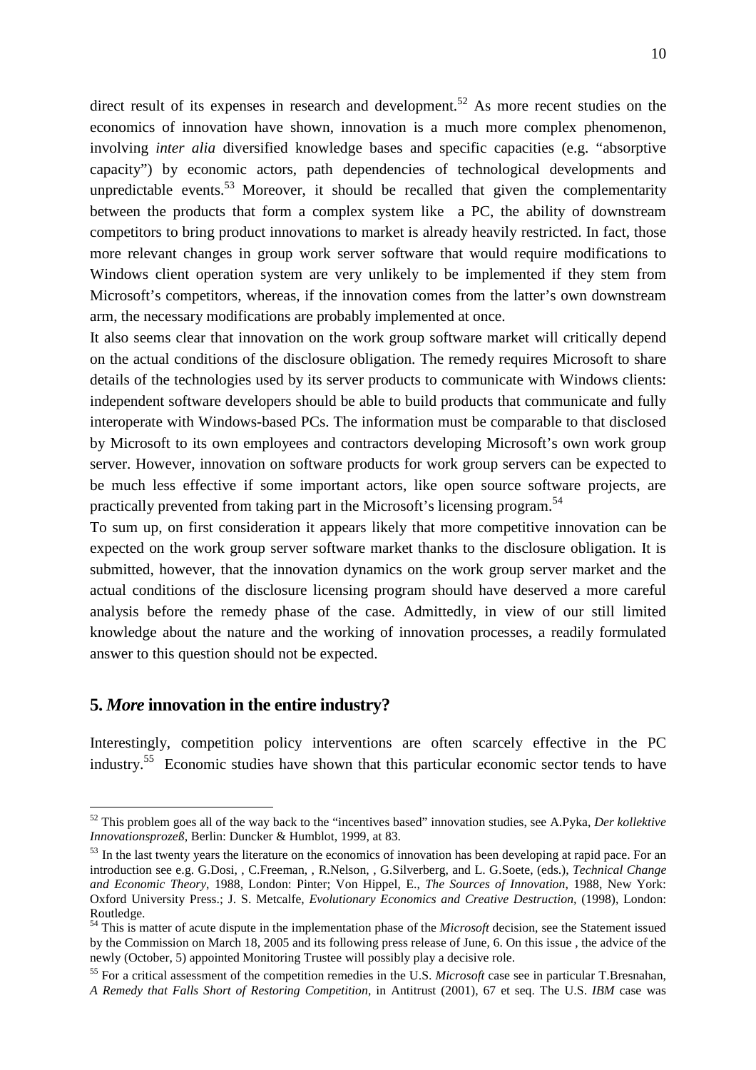direct result of its expenses in research and development.[52] As more recent studies on the economics of innovation have shown, innovation is a much more complex phenomenon, involving *inter alia* diversified knowledge bases and specific capacities (e.g. "absorptive capacity") by economic actors, path dependencies of technological developments and unpredictable events.[53] Moreover, it should be recalled that given the complementarity between the products that form a complex system like a PC, the ability of downstream competitors to bring product innovations to market is already heavily restricted. In fact, those more relevant changes in group work server software that would require modifications to Windows client operation system are very unlikely to be implemented if they stem from Microsoft's competitors, whereas, if the innovation comes from the latter's own downstream arm, the necessary modifications are probably implemented at once.

It also seems clear that innovation on the work group software market will critically depend on the actual conditions of the disclosure obligation. The remedy requires Microsoft to share details of the technologies used by its server products to communicate with Windows clients: independent software developers should be able to build products that communicate and fully interoperate with Windows-based PCs. The information must be comparable to that disclosed by Microsoft to its own employees and contractors developing Microsoft's own work group server. However, innovation on software products for work group servers can be expected to be much less effective if some important actors, like open source software projects, are practically prevented from taking part in the Microsoft's licensing program.[54]

To sum up, on first consideration it appears likely that more competitive innovation can be expected on the work group server software market thanks to the disclosure obligation. It is submitted, however, that the innovation dynamics on the work group server market and the actual conditions of the disclosure licensing program should have deserved a more careful analysis before the remedy phase of the case. Admittedly, in view of our still limited knowledge about the nature and the working of innovation processes, a readily formulated answer to this question should not be expected.

## 5. *More* innovation in the entire industry?

Interestingly, competition policy interventions are often scarcely effective in the PC industry.[55] Economic studies have shown that this particular economic sector tends to have

---

[52] This problem goes all of the way back to the "incentives based" innovation studies, see A.Pyka, *Der kollektive Innovationsprozeß*, Berlin: Duncker & Humblot, 1999, at 83.

[53] In the last twenty years the literature on the economics of innovation has been developing at rapid pace. For an introduction see e.g. G.Dosi, , C.Freeman, , R.Nelson, , G.Silverberg, and L. G.Soete, (eds.), *Technical Change and Economic Theory*, 1988, London: Pinter; Von Hippel, E., *The Sources of Innovation*, 1988, New York: Oxford University Press.; J. S. Metcalfe, *Evolutionary Economics and Creative Destruction*, (1998), London: Routledge.

[54] This is matter of acute dispute in the implementation phase of the *Microsoft* decision, see the Statement issued by the Commission on March 18, 2005 and its following press release of June, 6. On this issue , the advice of the newly (October, 5) appointed Monitoring Trustee will possibly play a decisive role.

[55] For a critical assessment of the competition remedies in the U.S. *Microsoft* case see in particular T.Bresnahan, *A Remedy that Falls Short of Restoring Competition*, in Antitrust (2001), 67 et seq. The U.S. *IBM* case was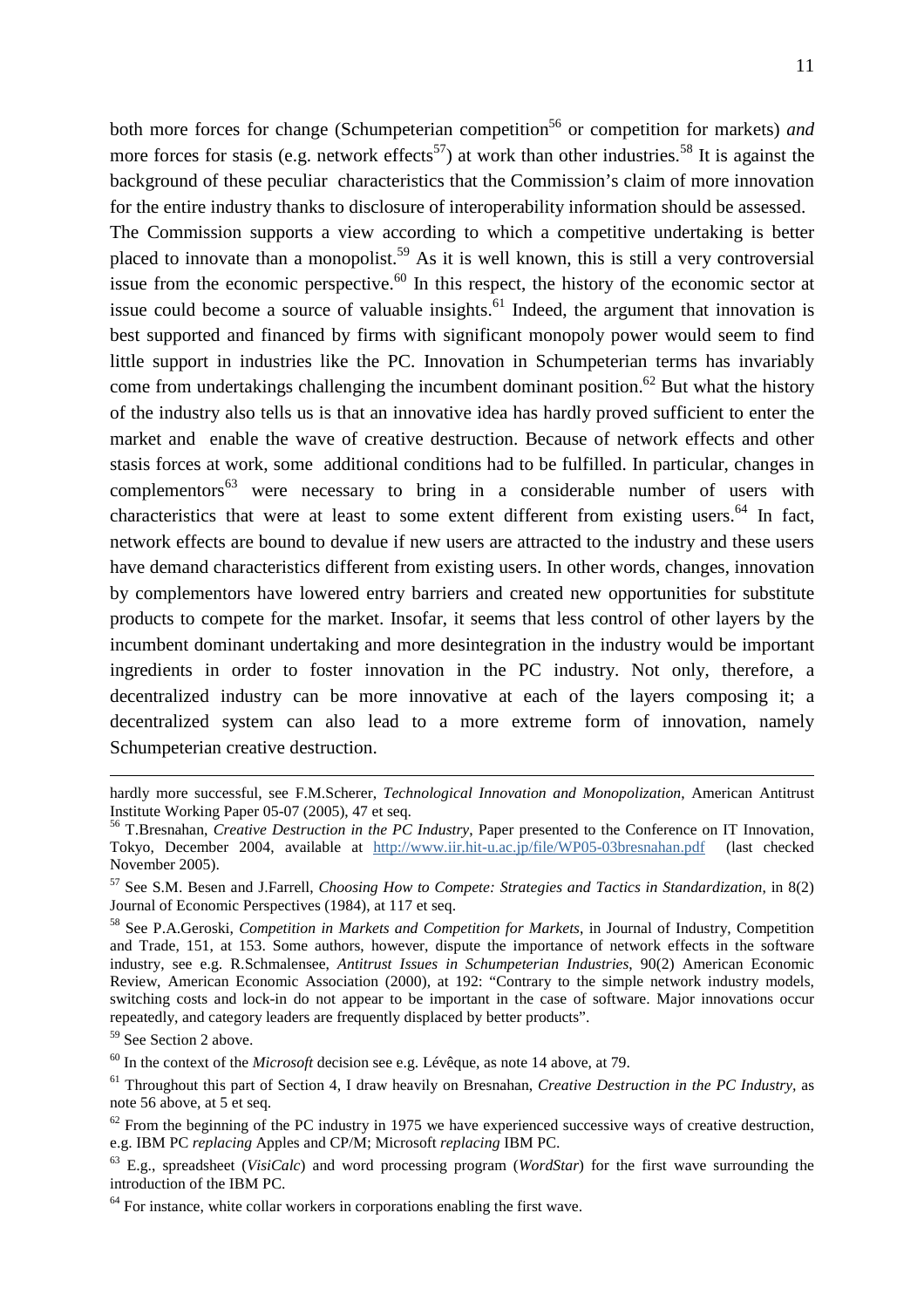both more forces for change (Schumpeterian competition[56] or competition for markets) *and* more forces for stasis (e.g. network effects[57]) at work than other industries.[58] It is against the background of these peculiar characteristics that the Commission's claim of more innovation for the entire industry thanks to disclosure of interoperability information should be assessed.

The Commission supports a view according to which a competitive undertaking is better placed to innovate than a monopolist.[59] As it is well known, this is still a very controversial issue from the economic perspective.[60] In this respect, the history of the economic sector at issue could become a source of valuable insights.[61] Indeed, the argument that innovation is best supported and financed by firms with significant monopoly power would seem to find little support in industries like the PC. Innovation in Schumpeterian terms has invariably come from undertakings challenging the incumbent dominant position.[62] But what the history of the industry also tells us is that an innovative idea has hardly proved sufficient to enter the market and enable the wave of creative destruction. Because of network effects and other stasis forces at work, some additional conditions had to be fulfilled. In particular, changes in complementors[63] were necessary to bring in a considerable number of users with characteristics that were at least to some extent different from existing users.[64] In fact, network effects are bound to devalue if new users are attracted to the industry and these users have demand characteristics different from existing users. In other words, changes, innovation by complementors have lowered entry barriers and created new opportunities for substitute products to compete for the market. Insofar, it seems that less control of other layers by the incumbent dominant undertaking and more desintegration in the industry would be important ingredients in order to foster innovation in the PC industry. Not only, therefore, a decentralized industry can be more innovative at each of the layers composing it; a decentralized system can also lead to a more extreme form of innovation, namely Schumpeterian creative destruction.

---

hardly more successful, see F.M.Scherer, *Technological Innovation and Monopolization*, American Antitrust Institute Working Paper 05-07 (2005), 47 et seq.

[56] T.Bresnahan, *Creative Destruction in the PC Industry*, Paper presented to the Conference on IT Innovation, Tokyo, December 2004, available at http://www.iir.hit-u.ac.jp/file/WP05-03bresnahan.pdf (last checked November 2005).

[57] See S.M. Besen and J.Farrell, *Choosing How to Compete: Strategies and Tactics in Standardization*, in 8(2) Journal of Economic Perspectives (1984), at 117 et seq.

[58] See P.A.Geroski, *Competition in Markets and Competition for Markets*, in Journal of Industry, Competition and Trade, 151, at 153. Some authors, however, dispute the importance of network effects in the software industry, see e.g. R.Schmalensee, *Antitrust Issues in Schumpeterian Industries*, 90(2) American Economic Review, American Economic Association (2000), at 192: "Contrary to the simple network industry models, switching costs and lock-in do not appear to be important in the case of software. Major innovations occur repeatedly, and category leaders are frequently displaced by better products".

[59] See Section 2 above.

[60] In the context of the *Microsoft* decision see e.g. Lévêque, as note 14 above, at 79.

[61] Throughout this part of Section 4, I draw heavily on Bresnahan, *Creative Destruction in the PC Industry*, as note 56 above, at 5 et seq.

[62] From the beginning of the PC industry in 1975 we have experienced successive ways of creative destruction, e.g. IBM PC *replacing* Apples and CP/M; Microsoft *replacing* IBM PC.

[63] E.g., spreadsheet (*VisiCalc*) and word processing program (*WordStar*) for the first wave surrounding the introduction of the IBM PC.

[64] For instance, white collar workers in corporations enabling the first wave.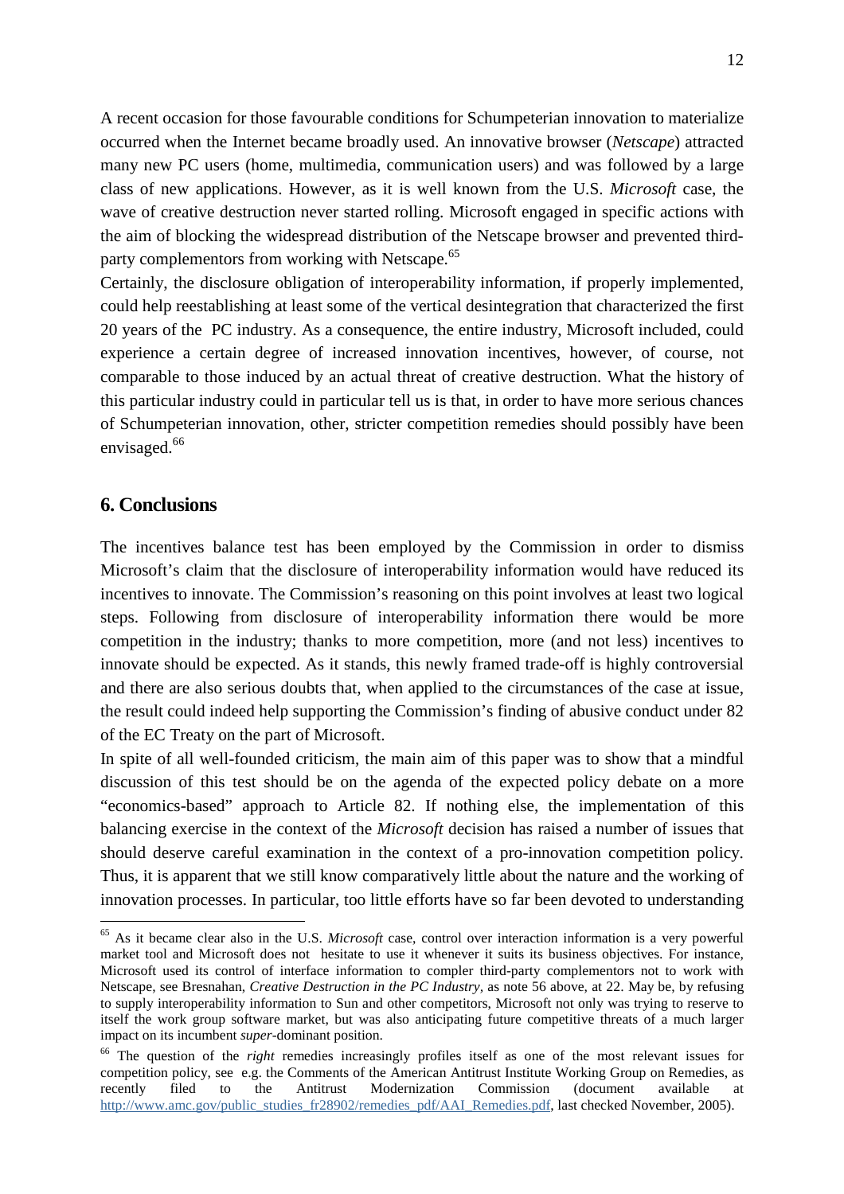A recent occasion for those favourable conditions for Schumpeterian innovation to materialize occurred when the Internet became broadly used. An innovative browser (*Netscape*) attracted many new PC users (home, multimedia, communication users) and was followed by a large class of new applications. However, as it is well known from the U.S. *Microsoft* case, the wave of creative destruction never started rolling. Microsoft engaged in specific actions with the aim of blocking the widespread distribution of the Netscape browser and prevented third-party complementors from working with Netscape.[65]

Certainly, the disclosure obligation of interoperability information, if properly implemented, could help reestablishing at least some of the vertical desintegration that characterized the first 20 years of the PC industry. As a consequence, the entire industry, Microsoft included, could experience a certain degree of increased innovation incentives, however, of course, not comparable to those induced by an actual threat of creative destruction. What the history of this particular industry could in particular tell us is that, in order to have more serious chances of Schumpeterian innovation, other, stricter competition remedies should possibly have been envisaged.[66]

## 6. Conclusions

The incentives balance test has been employed by the Commission in order to dismiss Microsoft's claim that the disclosure of interoperability information would have reduced its incentives to innovate. The Commission's reasoning on this point involves at least two logical steps. Following from disclosure of interoperability information there would be more competition in the industry; thanks to more competition, more (and not less) incentives to innovate should be expected. As it stands, this newly framed trade-off is highly controversial and there are also serious doubts that, when applied to the circumstances of the case at issue, the result could indeed help supporting the Commission's finding of abusive conduct under 82 of the EC Treaty on the part of Microsoft.

In spite of all well-founded criticism, the main aim of this paper was to show that a mindful discussion of this test should be on the agenda of the expected policy debate on a more "economics-based" approach to Article 82. If nothing else, the implementation of this balancing exercise in the context of the *Microsoft* decision has raised a number of issues that should deserve careful examination in the context of a pro-innovation competition policy. Thus, it is apparent that we still know comparatively little about the nature and the working of innovation processes. In particular, too little efforts have so far been devoted to understanding

---

[65] As it became clear also in the U.S. *Microsoft* case, control over interaction information is a very powerful market tool and Microsoft does not hesitate to use it whenever it suits its business objectives. For instance, Microsoft used its control of interface information to compler third-party complementors not to work with Netscape, see Bresnahan, *Creative Destruction in the PC Industry*, as note 56 above, at 22. May be, by refusing to supply interoperability information to Sun and other competitors, Microsoft not only was trying to reserve to itself the work group software market, but was also anticipating future competitive threats of a much larger impact on its incumbent *super*-dominant position.

[66] The question of the *right* remedies increasingly profiles itself as one of the most relevant issues for competition policy, see e.g. the Comments of the American Antitrust Institute Working Group on Remedies, as recently filed to the Antitrust Modernization Commission (document available at http://www.amc.gov/public_studies_fr28902/remedies_pdf/AAI_Remedies.pdf, last checked November, 2005).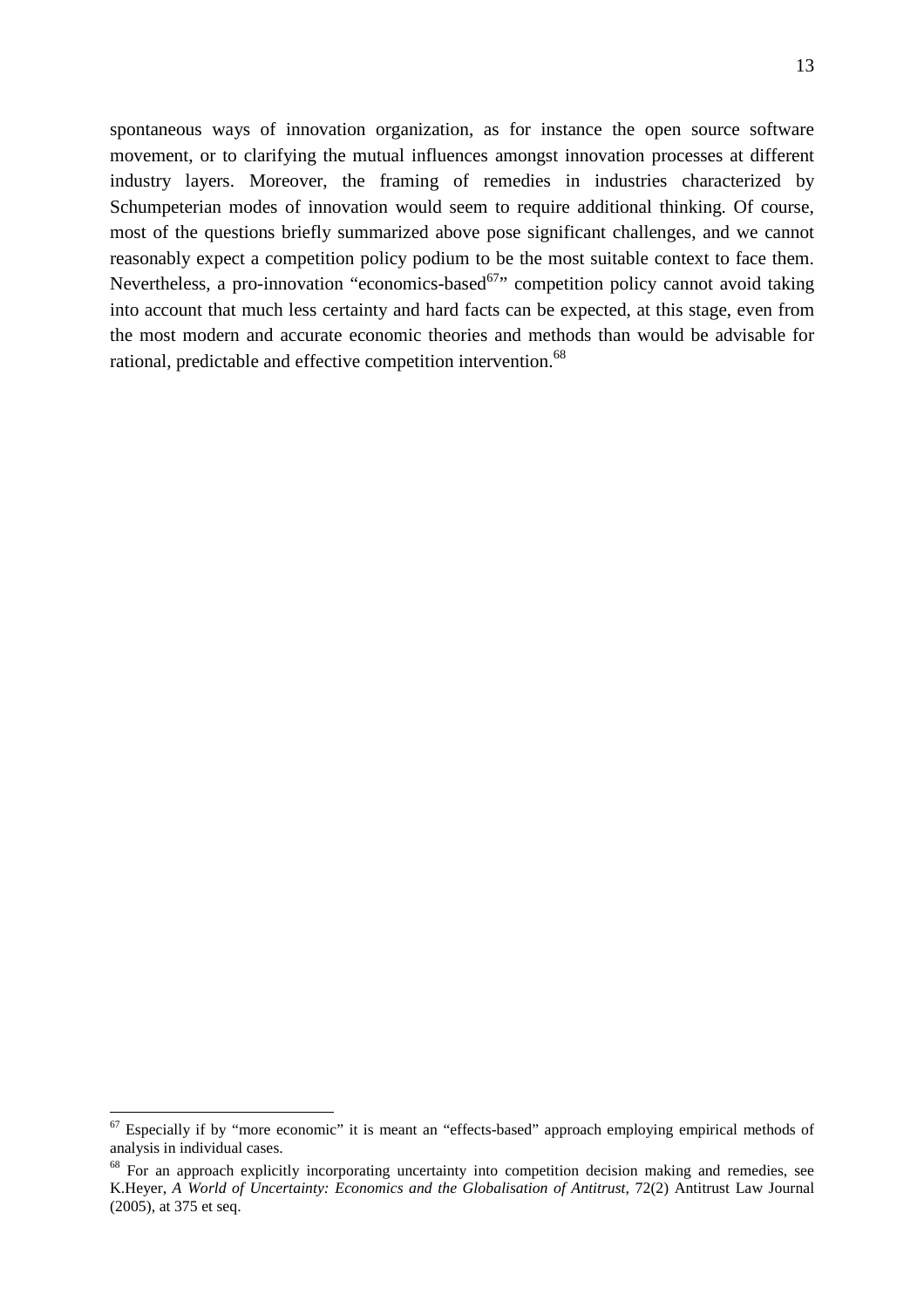spontaneous ways of innovation organization, as for instance the open source software movement, or to clarifying the mutual influences amongst innovation processes at different industry layers. Moreover, the framing of remedies in industries characterized by Schumpeterian modes of innovation would seem to require additional thinking. Of course, most of the questions briefly summarized above pose significant challenges, and we cannot reasonably expect a competition policy podium to be the most suitable context to face them. Nevertheless, a pro-innovation "economics-based[67]" competition policy cannot avoid taking into account that much less certainty and hard facts can be expected, at this stage, even from the most modern and accurate economic theories and methods than would be advisable for rational, predictable and effective competition intervention.[68]

---

[67] Especially if by "more economic" it is meant an "effects-based" approach employing empirical methods of analysis in individual cases.

[68] For an approach explicitly incorporating uncertainty into competition decision making and remedies, see K.Heyer, *A World of Uncertainty: Economics and the Globalisation of Antitrust*, 72(2) Antitrust Law Journal (2005), at 375 et seq.